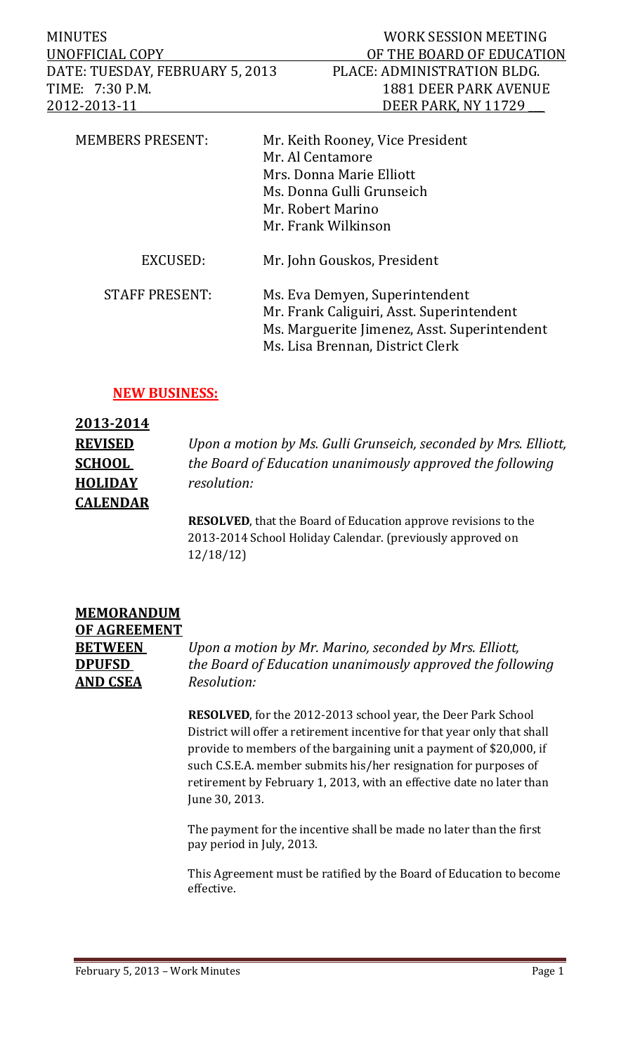| MINUTES | WORK SESSION MEETING |
|---|---|
| UNOFFICIAL COPY | OF THE BOARD OF EDUCATION |
| DATE: TUESDAY, FEBRUARY 5, 2013 | PLACE: ADMINISTRATION BLDG. |
| TIME: 7:30 P.M. | 1881 DEER PARK AVENUE |
| 2012-2013-11 | DEER PARK, NY 11729 |

| | |
|---|---|
| MEMBERS PRESENT: | Mr. Keith Rooney, Vice President<br>Mr. Al Centamore<br>Mrs. Donna Marie Elliott<br>Ms. Donna Gulli Grunseich<br>Mr. Robert Marino<br>Mr. Frank Wilkinson |
| EXCUSED: | Mr. John Gouskos, President |
| STAFF PRESENT: | Ms. Eva Demyen, Superintendent<br>Mr. Frank Caliguiri, Asst. Superintendent<br>Ms. Marguerite Jimenez, Asst. Superintendent<br>Ms. Lisa Brennan, District Clerk |

## NEW BUSINESS:

**2013-2014 REVISED SCHOOL HOLIDAY CALENDAR**

*Upon a motion by Ms. Gulli Grunseich, seconded by Mrs. Elliott, the Board of Education unanimously approved the following resolution:*

**RESOLVED**, that the Board of Education approve revisions to the 2013-2014 School Holiday Calendar. (previously approved on 12/18/12)

**MEMORANDUM OF AGREEMENT BETWEEN DPUFSD AND CSEA**

*Upon a motion by Mr. Marino, seconded by Mrs. Elliott, the Board of Education unanimously approved the following Resolution:*

**RESOLVED**, for the 2012-2013 school year, the Deer Park School District will offer a retirement incentive for that year only that shall provide to members of the bargaining unit a payment of $20,000, if such C.S.E.A. member submits his/her resignation for purposes of retirement by February 1, 2013, with an effective date no later than June 30, 2013.

The payment for the incentive shall be made no later than the first pay period in July, 2013.

This Agreement must be ratified by the Board of Education to become effective.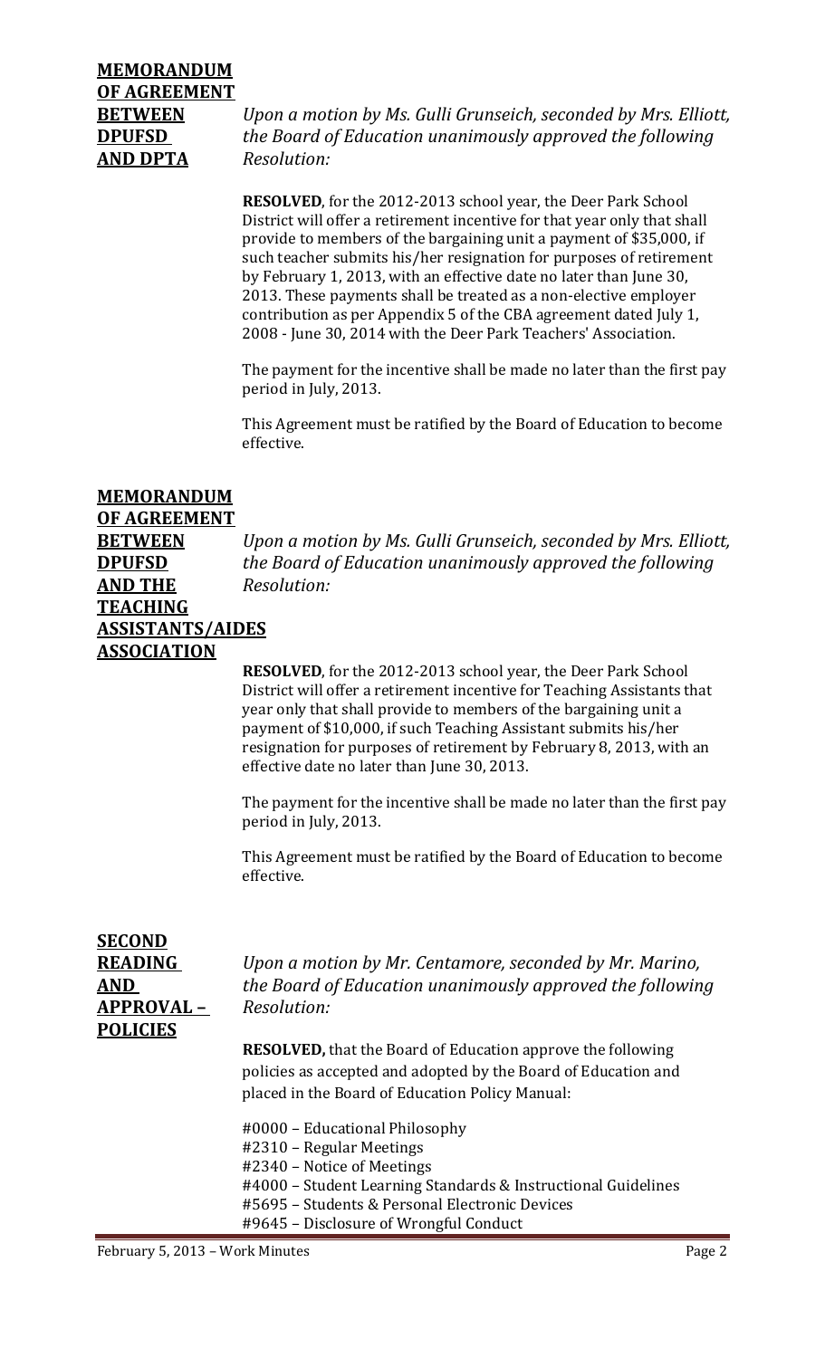**MEMORANDUM OF AGREEMENT BETWEEN DPUFSD AND DPTA**

*Upon a motion by Ms. Gulli Grunseich, seconded by Mrs. Elliott, the Board of Education unanimously approved the following Resolution:*

**RESOLVED**, for the 2012-2013 school year, the Deer Park School District will offer a retirement incentive for that year only that shall provide to members of the bargaining unit a payment of $35,000, if such teacher submits his/her resignation for purposes of retirement by February 1, 2013, with an effective date no later than June 30, 2013. These payments shall be treated as a non-elective employer contribution as per Appendix 5 of the CBA agreement dated July 1, 2008 - June 30, 2014 with the Deer Park Teachers' Association.

The payment for the incentive shall be made no later than the first pay period in July, 2013.

This Agreement must be ratified by the Board of Education to become effective.

**MEMORANDUM OF AGREEMENT BETWEEN DPUFSD AND THE TEACHING ASSISTANTS/AIDES ASSOCIATION**

*Upon a motion by Ms. Gulli Grunseich, seconded by Mrs. Elliott, the Board of Education unanimously approved the following Resolution:*

**RESOLVED**, for the 2012-2013 school year, the Deer Park School District will offer a retirement incentive for Teaching Assistants that year only that shall provide to members of the bargaining unit a payment of $10,000, if such Teaching Assistant submits his/her resignation for purposes of retirement by February 8, 2013, with an effective date no later than June 30, 2013.

The payment for the incentive shall be made no later than the first pay period in July, 2013.

This Agreement must be ratified by the Board of Education to become effective.

**SECOND READING AND APPROVAL – POLICIES**

*Upon a motion by Mr. Centamore, seconded by Mr. Marino, the Board of Education unanimously approved the following Resolution:*

**RESOLVED,** that the Board of Education approve the following policies as accepted and adopted by the Board of Education and placed in the Board of Education Policy Manual:

#0000 – Educational Philosophy
#2310 – Regular Meetings
#2340 – Notice of Meetings
#4000 – Student Learning Standards & Instructional Guidelines
#5695 – Students & Personal Electronic Devices
#9645 – Disclosure of Wrongful Conduct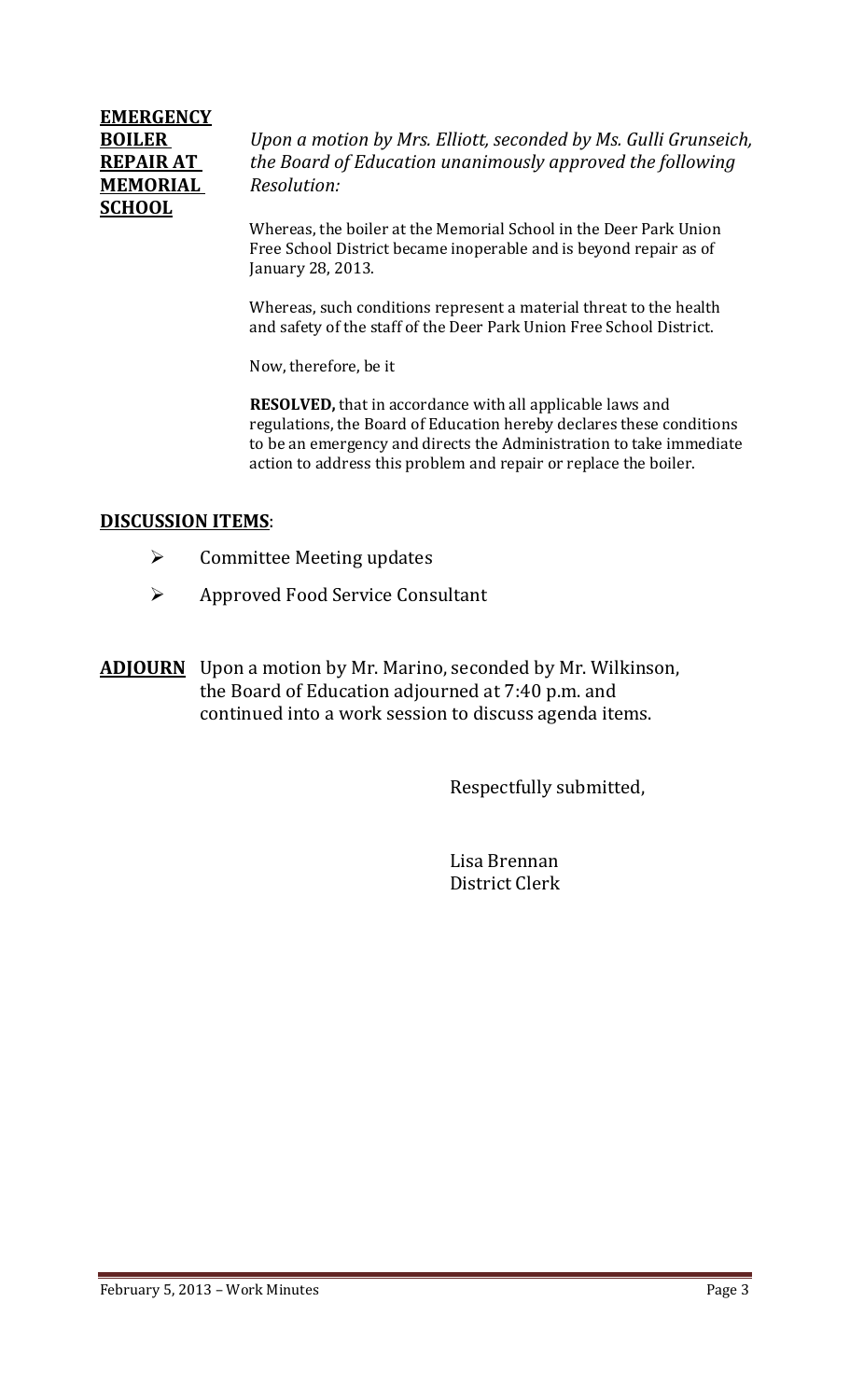**EMERGENCY BOILER REPAIR AT MEMORIAL SCHOOL**

*Upon a motion by Mrs. Elliott, seconded by Ms. Gulli Grunseich, the Board of Education unanimously approved the following Resolution:*

Whereas, the boiler at the Memorial School in the Deer Park Union Free School District became inoperable and is beyond repair as of January 28, 2013.

Whereas, such conditions represent a material threat to the health and safety of the staff of the Deer Park Union Free School District.

Now, therefore, be it

**RESOLVED,** that in accordance with all applicable laws and regulations, the Board of Education hereby declares these conditions to be an emergency and directs the Administration to take immediate action to address this problem and repair or replace the boiler.

**DISCUSSION ITEMS**:

- Committee Meeting updates
- Approved Food Service Consultant

**ADJOURN** Upon a motion by Mr. Marino, seconded by Mr. Wilkinson, the Board of Education adjourned at 7:40 p.m. and continued into a work session to discuss agenda items.

Respectfully submitted,

Lisa Brennan
District Clerk